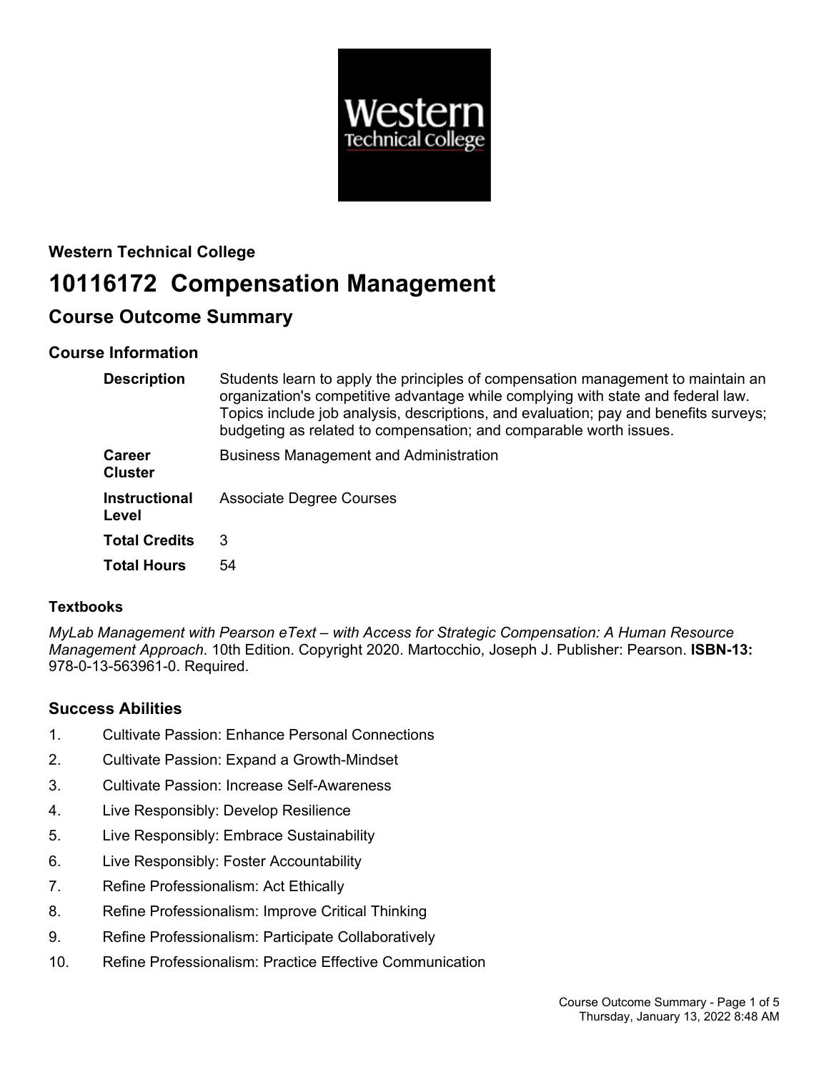**Western Technical College**

# 10116172 Compensation Management

## Course Outcome Summary

### Course Information

| | |
|---|---|
| **Description** | Students learn to apply the principles of compensation management to maintain an organization's competitive advantage while complying with state and federal law. Topics include job analysis, descriptions, and evaluation; pay and benefits surveys; budgeting as related to compensation; and comparable worth issues. |
| **Career Cluster** | Business Management and Administration |
| **Instructional Level** | Associate Degree Courses |
| **Total Credits** | 3 |
| **Total Hours** | 54 |

### Textbooks

*MyLab Management with Pearson eText – with Access for Strategic Compensation: A Human Resource Management Approach*. 10th Edition. Copyright 2020. Martocchio, Joseph J. Publisher: Pearson. **ISBN-13:** 978-0-13-563961-0. Required.

### Success Abilities

1. Cultivate Passion: Enhance Personal Connections
2. Cultivate Passion: Expand a Growth-Mindset
3. Cultivate Passion: Increase Self-Awareness
4. Live Responsibly: Develop Resilience
5. Live Responsibly: Embrace Sustainability
6. Live Responsibly: Foster Accountability
7. Refine Professionalism: Act Ethically
8. Refine Professionalism: Improve Critical Thinking
9. Refine Professionalism: Participate Collaboratively
10. Refine Professionalism: Practice Effective Communication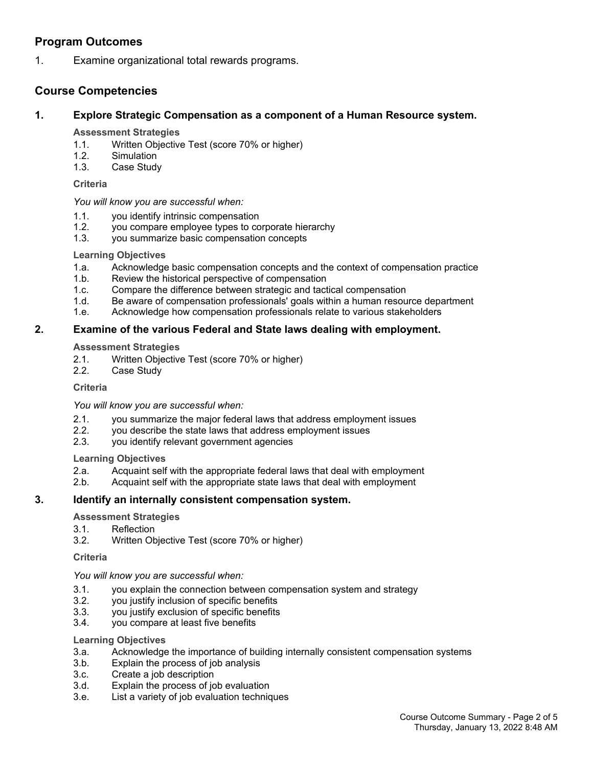## Program Outcomes

1. Examine organizational total rewards programs.

## Course Competencies

### 1. Explore Strategic Compensation as a component of a Human Resource system.

**Assessment Strategies**

1.1. Written Objective Test (score 70% or higher)
1.2. Simulation
1.3. Case Study

**Criteria**

*You will know you are successful when:*

1.1. you identify intrinsic compensation
1.2. you compare employee types to corporate hierarchy
1.3. you summarize basic compensation concepts

**Learning Objectives**

1.a. Acknowledge basic compensation concepts and the context of compensation practice
1.b. Review the historical perspective of compensation
1.c. Compare the difference between strategic and tactical compensation
1.d. Be aware of compensation professionals' goals within a human resource department
1.e. Acknowledge how compensation professionals relate to various stakeholders

### 2. Examine of the various Federal and State laws dealing with employment.

**Assessment Strategies**

2.1. Written Objective Test (score 70% or higher)
2.2. Case Study

**Criteria**

*You will know you are successful when:*

2.1. you summarize the major federal laws that address employment issues
2.2. you describe the state laws that address employment issues
2.3. you identify relevant government agencies

**Learning Objectives**

2.a. Acquaint self with the appropriate federal laws that deal with employment
2.b. Acquaint self with the appropriate state laws that deal with employment

### 3. Identify an internally consistent compensation system.

**Assessment Strategies**

3.1. Reflection
3.2. Written Objective Test (score 70% or higher)

**Criteria**

*You will know you are successful when:*

3.1. you explain the connection between compensation system and strategy
3.2. you justify inclusion of specific benefits
3.3. you justify exclusion of specific benefits
3.4. you compare at least five benefits

**Learning Objectives**

3.a. Acknowledge the importance of building internally consistent compensation systems
3.b. Explain the process of job analysis
3.c. Create a job description
3.d. Explain the process of job evaluation
3.e. List a variety of job evaluation techniques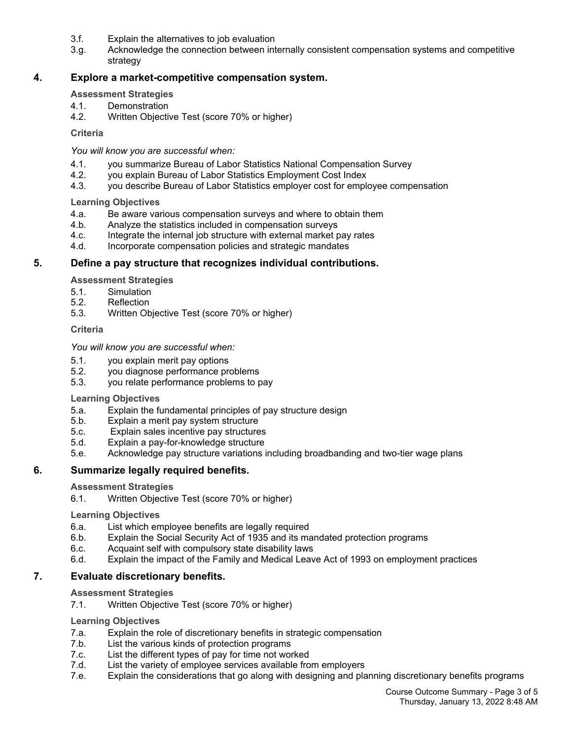3.f. Explain the alternatives to job evaluation

3.g. Acknowledge the connection between internally consistent compensation systems and competitive strategy

## 4. Explore a market-competitive compensation system.

**Assessment Strategies**

4.1. Demonstration

4.2. Written Objective Test (score 70% or higher)

**Criteria**

*You will know you are successful when:*

4.1. you summarize Bureau of Labor Statistics National Compensation Survey

4.2. you explain Bureau of Labor Statistics Employment Cost Index

4.3. you describe Bureau of Labor Statistics employer cost for employee compensation

**Learning Objectives**

4.a. Be aware various compensation surveys and where to obtain them

4.b. Analyze the statistics included in compensation surveys

4.c. Integrate the internal job structure with external market pay rates

4.d. Incorporate compensation policies and strategic mandates

## 5. Define a pay structure that recognizes individual contributions.

**Assessment Strategies**

5.1. Simulation

5.2. Reflection

5.3. Written Objective Test (score 70% or higher)

**Criteria**

*You will know you are successful when:*

5.1. you explain merit pay options

5.2. you diagnose performance problems

5.3. you relate performance problems to pay

**Learning Objectives**

5.a. Explain the fundamental principles of pay structure design

5.b. Explain a merit pay system structure

5.c. Explain sales incentive pay structures

5.d. Explain a pay-for-knowledge structure

5.e. Acknowledge pay structure variations including broadbanding and two-tier wage plans

## 6. Summarize legally required benefits.

**Assessment Strategies**

6.1. Written Objective Test (score 70% or higher)

**Learning Objectives**

6.a. List which employee benefits are legally required

6.b. Explain the Social Security Act of 1935 and its mandated protection programs

6.c. Acquaint self with compulsory state disability laws

6.d. Explain the impact of the Family and Medical Leave Act of 1993 on employment practices

## 7. Evaluate discretionary benefits.

**Assessment Strategies**

7.1. Written Objective Test (score 70% or higher)

**Learning Objectives**

7.a. Explain the role of discretionary benefits in strategic compensation

7.b. List the various kinds of protection programs

7.c. List the different types of pay for time not worked

7.d. List the variety of employee services available from employers

7.e. Explain the considerations that go along with designing and planning discretionary benefits programs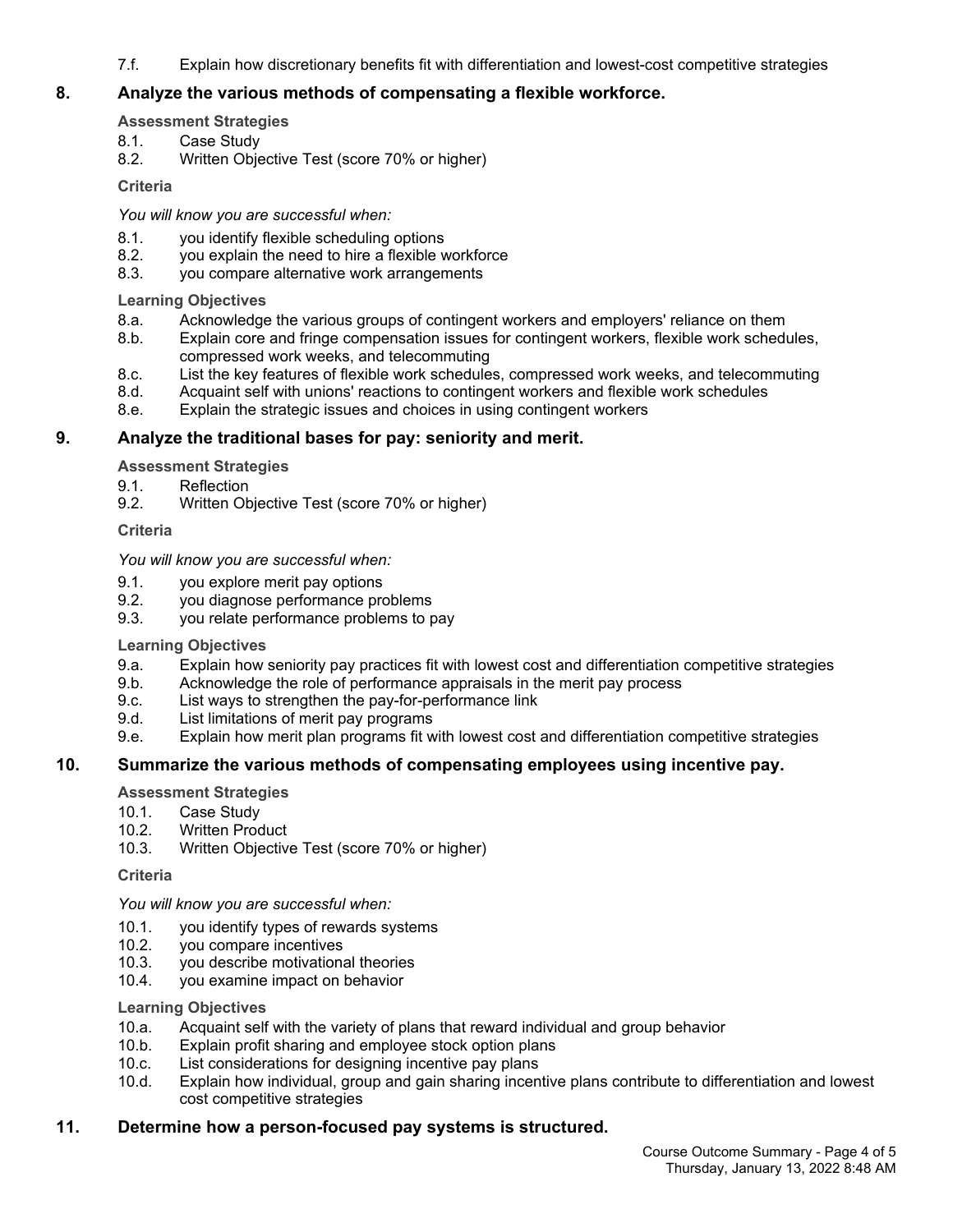7.f. Explain how discretionary benefits fit with differentiation and lowest-cost competitive strategies

## 8. Analyze the various methods of compensating a flexible workforce.

**Assessment Strategies**

8.1. Case Study
8.2. Written Objective Test (score 70% or higher)

**Criteria**

*You will know you are successful when:*

8.1. you identify flexible scheduling options
8.2. you explain the need to hire a flexible workforce
8.3. you compare alternative work arrangements

**Learning Objectives**

8.a. Acknowledge the various groups of contingent workers and employers' reliance on them
8.b. Explain core and fringe compensation issues for contingent workers, flexible work schedules, compressed work weeks, and telecommuting
8.c. List the key features of flexible work schedules, compressed work weeks, and telecommuting
8.d. Acquaint self with unions' reactions to contingent workers and flexible work schedules
8.e. Explain the strategic issues and choices in using contingent workers

## 9. Analyze the traditional bases for pay: seniority and merit.

**Assessment Strategies**

9.1. Reflection
9.2. Written Objective Test (score 70% or higher)

**Criteria**

*You will know you are successful when:*

9.1. you explore merit pay options
9.2. you diagnose performance problems
9.3. you relate performance problems to pay

**Learning Objectives**

9.a. Explain how seniority pay practices fit with lowest cost and differentiation competitive strategies
9.b. Acknowledge the role of performance appraisals in the merit pay process
9.c. List ways to strengthen the pay-for-performance link
9.d. List limitations of merit pay programs
9.e. Explain how merit plan programs fit with lowest cost and differentiation competitive strategies

## 10. Summarize the various methods of compensating employees using incentive pay.

**Assessment Strategies**

10.1. Case Study
10.2. Written Product
10.3. Written Objective Test (score 70% or higher)

**Criteria**

*You will know you are successful when:*

10.1. you identify types of rewards systems
10.2. you compare incentives
10.3. you describe motivational theories
10.4. you examine impact on behavior

**Learning Objectives**

10.a. Acquaint self with the variety of plans that reward individual and group behavior
10.b. Explain profit sharing and employee stock option plans
10.c. List considerations for designing incentive pay plans
10.d. Explain how individual, group and gain sharing incentive plans contribute to differentiation and lowest cost competitive strategies

## 11. Determine how a person-focused pay systems is structured.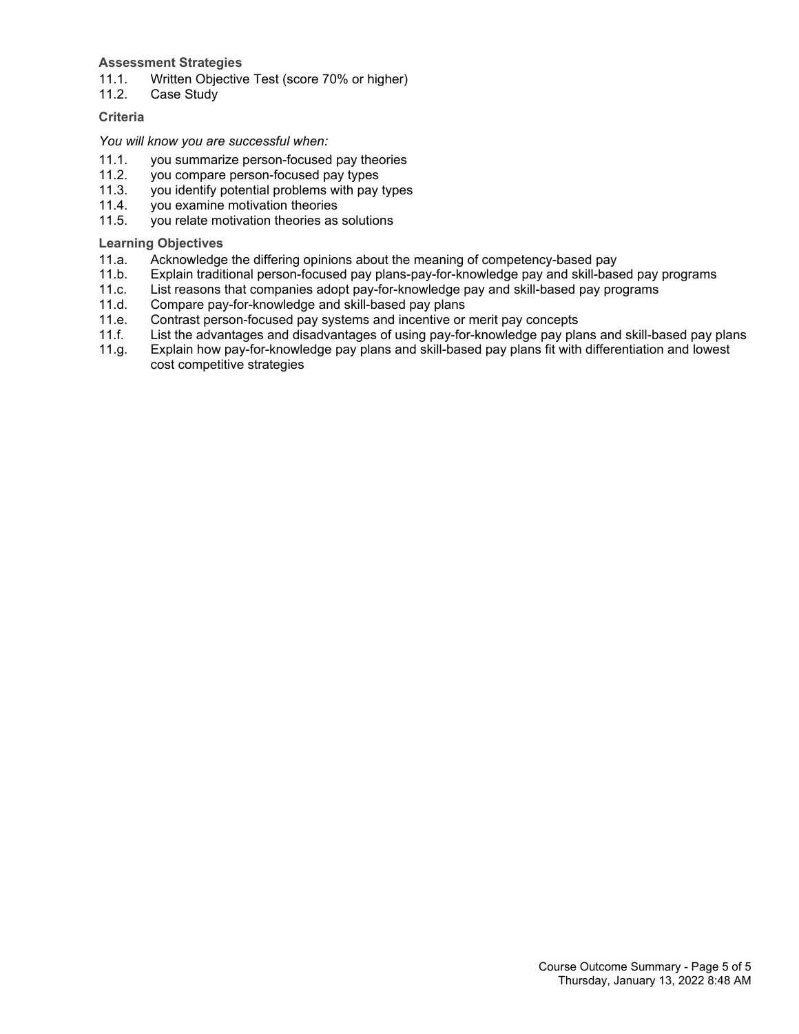**Assessment Strategies**

11.1. Written Objective Test (score 70% or higher)
11.2. Case Study

**Criteria**

*You will know you are successful when:*

11.1. you summarize person-focused pay theories
11.2. you compare person-focused pay types
11.3. you identify potential problems with pay types
11.4. you examine motivation theories
11.5. you relate motivation theories as solutions

**Learning Objectives**

11.a. Acknowledge the differing opinions about the meaning of competency-based pay
11.b. Explain traditional person-focused pay plans-pay-for-knowledge pay and skill-based pay programs
11.c. List reasons that companies adopt pay-for-knowledge pay and skill-based pay programs
11.d. Compare pay-for-knowledge and skill-based pay plans
11.e. Contrast person-focused pay systems and incentive or merit pay concepts
11.f. List the advantages and disadvantages of using pay-for-knowledge pay plans and skill-based pay plans
11.g. Explain how pay-for-knowledge pay plans and skill-based pay plans fit with differentiation and lowest cost competitive strategies